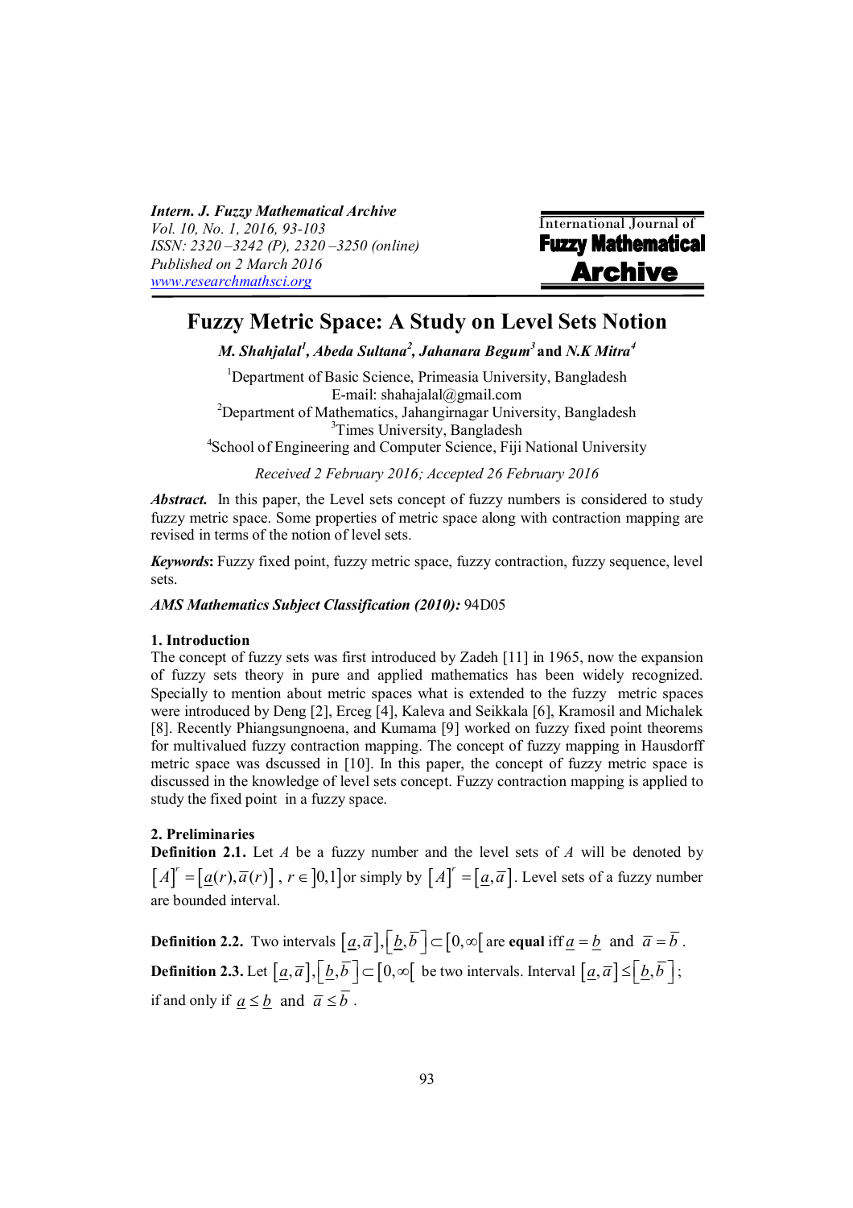# Fuzzy Metric Space: A Study on Level Sets Notion

***M. Shahjalal*[1], *Abeda Sultana*[2], *Jahanara Begum*[3] and *N.K Mitra*[4]**

[1]Department of Basic Science, Primeasia University, Bangladesh
E-mail: shahajalal@gmail.com
[2]Department of Mathematics, Jahangirnagar University, Bangladesh
[3]Times University, Bangladesh
[4]School of Engineering and Computer Science, Fiji National University

*Received 2 February 2016; Accepted 26 February 2016*

***Abstract.*** In this paper, the Level sets concept of fuzzy numbers is considered to study fuzzy metric space. Some properties of metric space along with contraction mapping are revised in terms of the notion of level sets.

***Keywords*:** Fuzzy fixed point, fuzzy metric space, fuzzy contraction, fuzzy sequence, level sets.

***AMS Mathematics Subject Classification (2010):*** 94D05

## 1. Introduction

The concept of fuzzy sets was first introduced by Zadeh [11] in 1965, now the expansion of fuzzy sets theory in pure and applied mathematics has been widely recognized. Specially to mention about metric spaces what is extended to the fuzzy metric spaces were introduced by Deng [2], Erceg [4], Kaleva and Seikkala [6], Kramosil and Michalek [8]. Recently Phiangsungnoena, and Kumama [9] worked on fuzzy fixed point theorems for multivalued fuzzy contraction mapping. The concept of fuzzy mapping in Hausdorff metric space was dscussed in [10]. In this paper, the concept of fuzzy metric space is discussed in the knowledge of level sets concept. Fuzzy contraction mapping is applied to study the fixed point in a fuzzy space.

## 2. Preliminaries

**Definition 2.1.** Let $A$ be a fuzzy number and the level sets of $A$ will be denoted by $\left[A\right]^r = \left[\underline{a}(r), \overline{a}(r)\right]$, $r \in \left]0,1\right]$ or simply by $\left[A\right]^r = \left[\underline{a}, \overline{a}\right]$. Level sets of a fuzzy number are bounded interval.

**Definition 2.2.** Two intervals $\left[\underline{a}, \overline{a}\right], \left[\underline{b}, \overline{b}\right] \subset \left[0, \infty\right[$ are **equal** iff $\underline{a} = \underline{b}$ and $\overline{a} = \overline{b}$.

**Definition 2.3.** Let $\left[\underline{a}, \overline{a}\right], \left[\underline{b}, \overline{b}\right] \subset \left[0, \infty\right[$ be two intervals. Interval $\left[\underline{a}, \overline{a}\right] \leq \left[\underline{b}, \overline{b}\right]$; if and only if $\underline{a} \leq \underline{b}$ and $\overline{a} \leq \overline{b}$.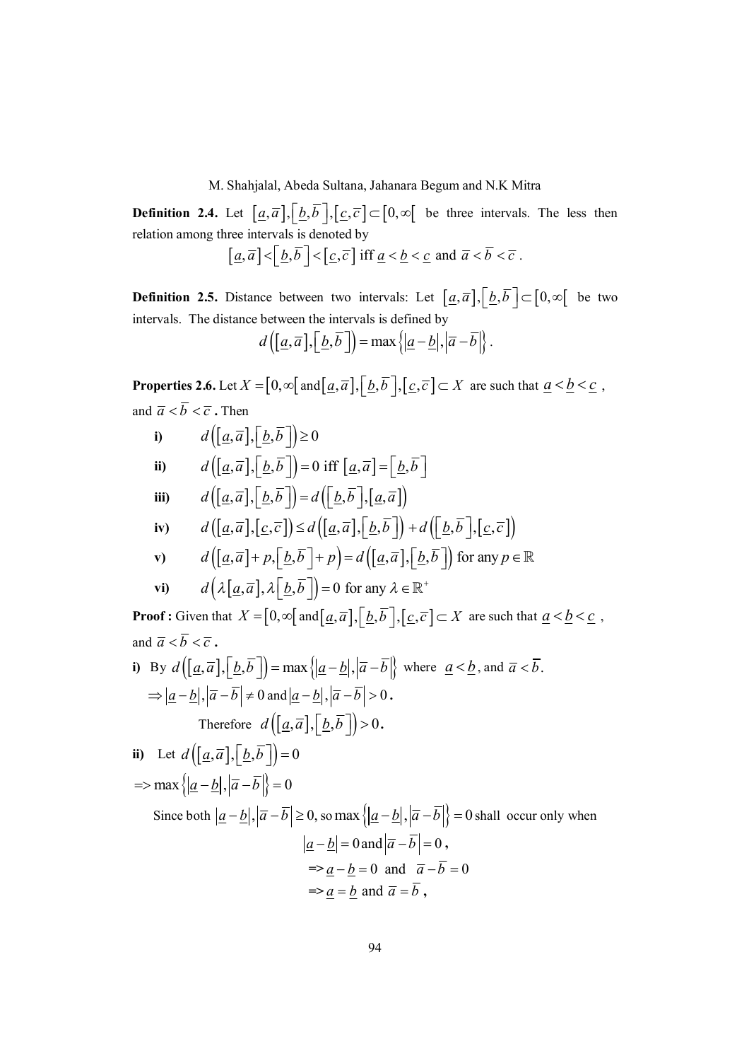**Definition 2.4.** Let $\left[\underline{a},\overline{a}\right],\left[\underline{b},\overline{b}\right],\left[\underline{c},\overline{c}\right]\subset\left[0,\infty\right[$ be three intervals. The less then relation among three intervals is denoted by

$$\left[\underline{a},\overline{a}\right]<\left[\underline{b},\overline{b}\right]<\left[\underline{c},\overline{c}\right] \text{ iff } \underline{a}<\underline{b}<\underline{c} \text{ and } \overline{a}<\overline{b}<\overline{c}.$$

**Definition 2.5.** Distance between two intervals: Let $\left[\underline{a},\overline{a}\right],\left[\underline{b},\overline{b}\right]\subset\left[0,\infty\right[$ be two intervals. The distance between the intervals is defined by

$$d\left(\left[\underline{a},\overline{a}\right],\left[\underline{b},\overline{b}\right]\right)=\max\left\{\left|\underline{a}-\underline{b}\right|,\left|\overline{a}-\overline{b}\right|\right\}.$$

**Properties 2.6.** Let $X=\left[0,\infty\right[$ and $\left[\underline{a},\overline{a}\right],\left[\underline{b},\overline{b}\right],\left[\underline{c},\overline{c}\right]\subset X$ are such that $\underline{a}<\underline{b}<\underline{c}$, and $\overline{a}<\overline{b}<\overline{c}$. Then

**i)** $d\left(\left[\underline{a},\overline{a}\right],\left[\underline{b},\overline{b}\right]\right)\geq 0$

**ii)** $d\left(\left[\underline{a},\overline{a}\right],\left[\underline{b},\overline{b}\right]\right)=0$ iff $\left[\underline{a},\overline{a}\right]=\left[\underline{b},\overline{b}\right]$

**iii)** $d\left(\left[\underline{a},\overline{a}\right],\left[\underline{b},\overline{b}\right]\right)=d\left(\left[\underline{b},\overline{b}\right],\left[\underline{a},\overline{a}\right]\right)$

**iv)** $d\left(\left[\underline{a},\overline{a}\right],\left[\underline{c},\overline{c}\right]\right)\leq d\left(\left[\underline{a},\overline{a}\right],\left[\underline{b},\overline{b}\right]\right)+d\left(\left[\underline{b},\overline{b}\right],\left[\underline{c},\overline{c}\right]\right)$

**v)** $d\left(\left[\underline{a},\overline{a}\right]+p,\left[\underline{b},\overline{b}\right]+p\right)=d\left(\left[\underline{a},\overline{a}\right],\left[\underline{b},\overline{b}\right]\right)$ for any $p\in\mathbb{R}$

**vi)** $d\left(\lambda\left[\underline{a},\overline{a}\right],\lambda\left[\underline{b},\overline{b}\right]\right)=0$ for any $\lambda\in\mathbb{R}^{+}$

**Proof :** Given that $X=\left[0,\infty\right[$ and $\left[\underline{a},\overline{a}\right],\left[\underline{b},\overline{b}\right],\left[\underline{c},\overline{c}\right]\subset X$ are such that $\underline{a}<\underline{b}<\underline{c}$, and $\overline{a}<\overline{b}<\overline{c}$.

**i)** By $d\left(\left[\underline{a},\overline{a}\right],\left[\underline{b},\overline{b}\right]\right)=\max\left\{\left|\underline{a}-\underline{b}\right|,\left|\overline{a}-\overline{b}\right|\right\}$ where $\underline{a}<\underline{b}$, and $\overline{a}<\overline{b}$.

$\Rightarrow\left|\underline{a}-\underline{b}\right|,\left|\overline{a}-\overline{b}\right|\neq 0$ and $\left|\underline{a}-\underline{b}\right|,\left|\overline{a}-\overline{b}\right|>0$.

Therefore $d\left(\left[\underline{a},\overline{a}\right],\left[\underline{b},\overline{b}\right]\right)>0$.

**ii)** Let $d\left(\left[\underline{a},\overline{a}\right],\left[\underline{b},\overline{b}\right]\right)=0$

$\Rightarrow \max\left\{\left|\underline{a}-\underline{b}\right|,\left|\overline{a}-\overline{b}\right|\right\}=0$

Since both $\left|\underline{a}-\underline{b}\right|,\left|\overline{a}-\overline{b}\right|\geq 0$, so $\max\left\{\left|\underline{a}-\underline{b}\right|,\left|\overline{a}-\overline{b}\right|\right\}=0$ shall occur only when

$$\left|\underline{a}-\underline{b}\right|=0 \text{ and } \left|\overline{a}-\overline{b}\right|=0,$$

$$\Rightarrow \underline{a}-\underline{b}=0 \text{ and } \overline{a}-\overline{b}=0$$

$$\Rightarrow \underline{a}=\underline{b} \text{ and } \overline{a}=\overline{b},$$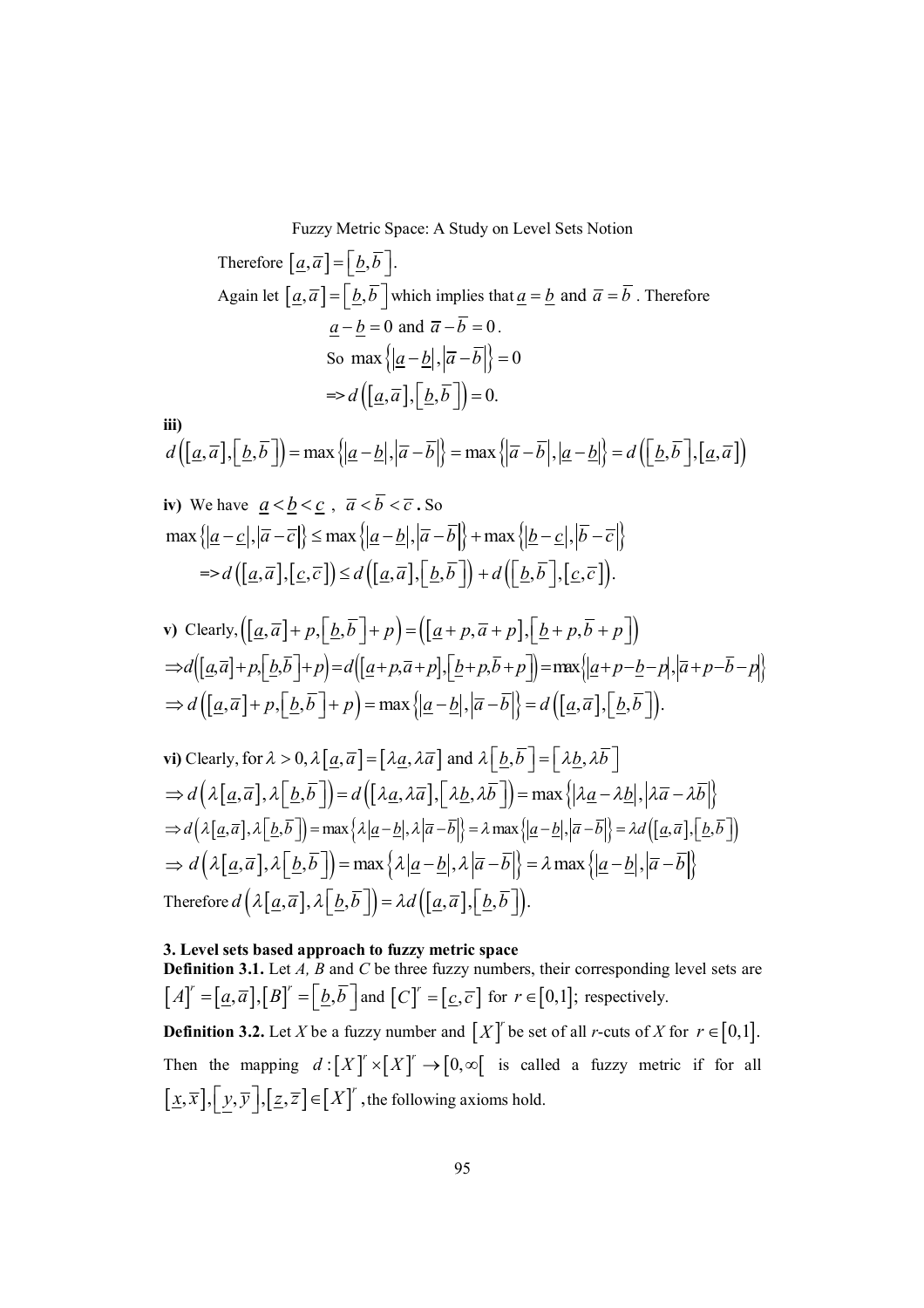Therefore $\left[\underline{a},\overline{a}\right]=\left[\underline{b},\overline{b}\right]$.

Again let $\left[\underline{a},\overline{a}\right]=\left[\underline{b},\overline{b}\right]$ which implies that $\underline{a}=\underline{b}$ and $\overline{a}=\overline{b}$. Therefore

$$\underline{a}-\underline{b}=0 \text{ and } \overline{a}-\overline{b}=0.$$

$$\text{So } \max\left\{\left|\underline{a}-\underline{b}\right|,\left|\overline{a}-\overline{b}\right|\right\}=0$$

$$\Rightarrow d\left(\left[\underline{a},\overline{a}\right],\left[\underline{b},\overline{b}\right]\right)=0.$$

**iii)**

$$d\left(\left[\underline{a},\overline{a}\right],\left[\underline{b},\overline{b}\right]\right)=\max\left\{\left|\underline{a}-\underline{b}\right|,\left|\overline{a}-\overline{b}\right|\right\}=\max\left\{\left|\overline{a}-\overline{b}\right|,\left|\underline{a}-\underline{b}\right|\right\}=d\left(\left[\underline{b},\overline{b}\right],\left[\underline{a},\overline{a}\right]\right)$$

**iv)** We have $\underline{a}<\underline{b}<\underline{c}$, $\overline{a}<\overline{b}<\overline{c}$. So

$$\max\left\{\left|\underline{a}-\underline{c}\right|,\left|\overline{a}-\overline{c}\right|\right\}\le\max\left\{\left|\underline{a}-\underline{b}\right|,\left|\overline{a}-\overline{b}\right|\right\}+\max\left\{\left|\underline{b}-\underline{c}\right|,\left|\overline{b}-\overline{c}\right|\right\}$$

$$\Rightarrow d\left(\left[\underline{a},\overline{a}\right],\left[\underline{c},\overline{c}\right]\right)\le d\left(\left[\underline{a},\overline{a}\right],\left[\underline{b},\overline{b}\right]\right)+d\left(\left[\underline{b},\overline{b}\right],\left[\underline{c},\overline{c}\right]\right).$$

**v)** Clearly, $\left(\left[\underline{a},\overline{a}\right]+p,\left[\underline{b},\overline{b}\right]+p\right)=\left(\left[\underline{a}+p,\overline{a}+p\right],\left[\underline{b}+p,\overline{b}+p\right]\right)$

$$\Rightarrow d\left(\left[\underline{a},\overline{a}\right]+p,\left[\underline{b},\overline{b}\right]+p\right)=d\left(\left[\underline{a}+p,\overline{a}+p\right],\left[\underline{b}+p,\overline{b}+p\right]\right)=\max\left\{\left|\underline{a}+p-\underline{b}-p\right|,\left|\overline{a}+p-\overline{b}-p\right|\right\}$$

$$\Rightarrow d\left(\left[\underline{a},\overline{a}\right]+p,\left[\underline{b},\overline{b}\right]+p\right)=\max\left\{\left|\underline{a}-\underline{b}\right|,\left|\overline{a}-\overline{b}\right|\right\}=d\left(\left[\underline{a},\overline{a}\right],\left[\underline{b},\overline{b}\right]\right).$$

**vi)** Clearly, for $\lambda>0, \lambda\left[\underline{a},\overline{a}\right]=\left[\lambda\underline{a},\lambda\overline{a}\right]$ and $\lambda\left[\underline{b},\overline{b}\right]=\left[\lambda\underline{b},\lambda\overline{b}\right]$

$$\Rightarrow d\left(\lambda\left[\underline{a},\overline{a}\right],\lambda\left[\underline{b},\overline{b}\right]\right)=d\left(\left[\lambda\underline{a},\lambda\overline{a}\right],\left[\lambda\underline{b},\lambda\overline{b}\right]\right)=\max\left\{\left|\lambda\underline{a}-\lambda\underline{b}\right|,\left|\lambda\overline{a}-\lambda\overline{b}\right|\right\}$$

$$\Rightarrow d\left(\lambda\left[\underline{a},\overline{a}\right],\lambda\left[\underline{b},\overline{b}\right]\right)=\max\left\{\lambda\left|\underline{a}-\underline{b}\right|,\lambda\left|\overline{a}-\overline{b}\right|\right\}=\lambda\max\left\{\left|\underline{a}-\underline{b}\right|,\left|\overline{a}-\overline{b}\right|\right\}=\lambda d\left(\left[\underline{a},\overline{a}\right],\left[\underline{b},\overline{b}\right]\right)$$

$$\Rightarrow d\left(\lambda\left[\underline{a},\overline{a}\right],\lambda\left[\underline{b},\overline{b}\right]\right)=\max\left\{\lambda\left|\underline{a}-\underline{b}\right|,\lambda\left|\overline{a}-\overline{b}\right|\right\}=\lambda\max\left\{\left|\underline{a}-\underline{b}\right|,\left|\overline{a}-\overline{b}\right|\right\}$$

Therefore $d\left(\lambda\left[\underline{a},\overline{a}\right],\lambda\left[\underline{b},\overline{b}\right]\right)=\lambda d\left(\left[\underline{a},\overline{a}\right],\left[\underline{b},\overline{b}\right]\right)$.

## 3. Level sets based approach to fuzzy metric space

**Definition 3.1.** Let *A, B* and *C* be three fuzzy numbers, their corresponding level sets are $\left[A\right]^r=\left[\underline{a},\overline{a}\right],\left[B\right]^r=\left[\underline{b},\overline{b}\right]$ and $\left[C\right]^r=\left[\underline{c},\overline{c}\right]$ for $r\in\left[0,1\right]$; respectively.

**Definition 3.2.** Let *X* be a fuzzy number and $\left[X\right]^r$ be set of all *r*-cuts of *X* for $r\in\left[0,1\right]$. Then the mapping $d:\left[X\right]^r\times\left[X\right]^r\to\left[0,\infty\right[$ is called a fuzzy metric if for all $\left[\underline{x},\overline{x}\right],\left[\underline{y},\overline{y}\right],\left[\underline{z},\overline{z}\right]\in\left[X\right]^r$, the following axioms hold.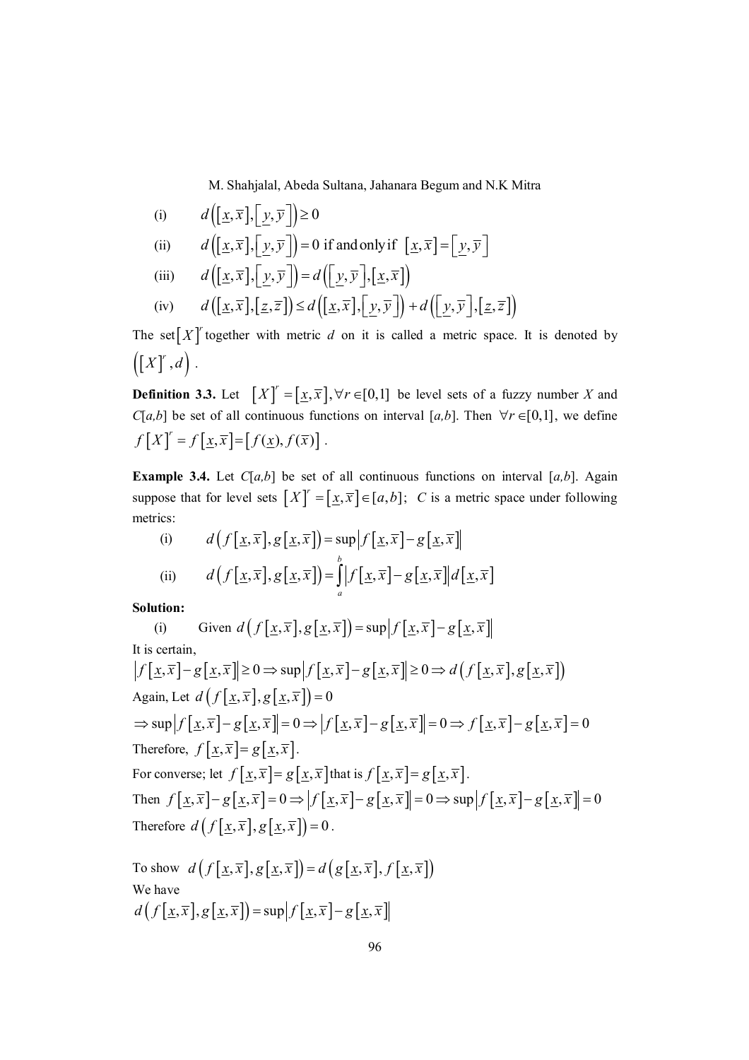(i) $\quad d\left(\left[\underline{x},\overline{x}\right],\left[\underline{y},\overline{y}\right]\right)\geq 0$

(ii) $\quad d\left(\left[\underline{x},\overline{x}\right],\left[\underline{y},\overline{y}\right]\right)=0$ if and only if $\left[\underline{x},\overline{x}\right]=\left[\underline{y},\overline{y}\right]$

(iii) $\quad d\left(\left[\underline{x},\overline{x}\right],\left[\underline{y},\overline{y}\right]\right)=d\left(\left[\underline{y},\overline{y}\right],\left[\underline{x},\overline{x}\right]\right)$

(iv) $\quad d\left(\left[\underline{x},\overline{x}\right],\left[\underline{z},\overline{z}\right]\right)\leq d\left(\left[\underline{x},\overline{x}\right],\left[\underline{y},\overline{y}\right]\right)+d\left(\left[\underline{y},\overline{y}\right],\left[\underline{z},\overline{z}\right]\right)$

The set $\left[X\right]^{r}$ together with metric $d$ on it is called a metric space. It is denoted by $\left(\left[X\right]^{r},d\right)$.

**Definition 3.3.** Let $\left[X\right]^{r}=\left[\underline{x},\overline{x}\right],\forall r\in[0,1]$ be level sets of a fuzzy number $X$ and $C[a,b]$ be set of all continuous functions on interval $[a,b]$. Then $\forall r\in[0,1]$, we define $f\left[X\right]^{r}=f\left[\underline{x},\overline{x}\right]=\left[f(\underline{x}),f(\overline{x})\right]$.

**Example 3.4.** Let $C[a,b]$ be set of all continuous functions on interval $[a,b]$. Again suppose that for level sets $\left[X\right]^{r}=\left[\underline{x},\overline{x}\right]\in[a,b]$; $C$ is a metric space under following metrics:

(i) $\quad d\left(f\left[\underline{x},\overline{x}\right],g\left[\underline{x},\overline{x}\right]\right)=\sup\left|f\left[\underline{x},\overline{x}\right]-g\left[\underline{x},\overline{x}\right]\right|$

(ii) $\quad d\left(f\left[\underline{x},\overline{x}\right],g\left[\underline{x},\overline{x}\right]\right)=\int_{a}^{b}\left|f\left[\underline{x},\overline{x}\right]-g\left[\underline{x},\overline{x}\right]\right|d\left[\underline{x},\overline{x}\right]$

**Solution:**

(i) Given $d\left(f\left[\underline{x},\overline{x}\right],g\left[\underline{x},\overline{x}\right]\right)=\sup\left|f\left[\underline{x},\overline{x}\right]-g\left[\underline{x},\overline{x}\right]\right|$

It is certain,

$\left|f\left[\underline{x},\overline{x}\right]-g\left[\underline{x},\overline{x}\right]\right|\geq 0\Rightarrow\sup\left|f\left[\underline{x},\overline{x}\right]-g\left[\underline{x},\overline{x}\right]\right|\geq 0\Rightarrow d\left(f\left[\underline{x},\overline{x}\right],g\left[\underline{x},\overline{x}\right]\right)$

Again, Let $d\left(f\left[\underline{x},\overline{x}\right],g\left[\underline{x},\overline{x}\right]\right)=0$

$\Rightarrow\sup\left|f\left[\underline{x},\overline{x}\right]-g\left[\underline{x},\overline{x}\right]\right|=0\Rightarrow\left|f\left[\underline{x},\overline{x}\right]-g\left[\underline{x},\overline{x}\right]\right|=0\Rightarrow f\left[\underline{x},\overline{x}\right]-g\left[\underline{x},\overline{x}\right]=0$

Therefore, $f\left[\underline{x},\overline{x}\right]=g\left[\underline{x},\overline{x}\right]$.

For converse; let $f\left[\underline{x},\overline{x}\right]=g\left[\underline{x},\overline{x}\right]$ that is $f\left[\underline{x},\overline{x}\right]=g\left[\underline{x},\overline{x}\right]$.

Then $f\left[\underline{x},\overline{x}\right]-g\left[\underline{x},\overline{x}\right]=0\Rightarrow\left|f\left[\underline{x},\overline{x}\right]-g\left[\underline{x},\overline{x}\right]\right|=0\Rightarrow\sup\left|f\left[\underline{x},\overline{x}\right]-g\left[\underline{x},\overline{x}\right]\right|=0$

Therefore $d\left(f\left[\underline{x},\overline{x}\right],g\left[\underline{x},\overline{x}\right]\right)=0$.

To show $d\left(f\left[\underline{x},\overline{x}\right],g\left[\underline{x},\overline{x}\right]\right)=d\left(g\left[\underline{x},\overline{x}\right],f\left[\underline{x},\overline{x}\right]\right)$

We have

$d\left(f\left[\underline{x},\overline{x}\right],g\left[\underline{x},\overline{x}\right]\right)=\sup\left|f\left[\underline{x},\overline{x}\right]-g\left[\underline{x},\overline{x}\right]\right|$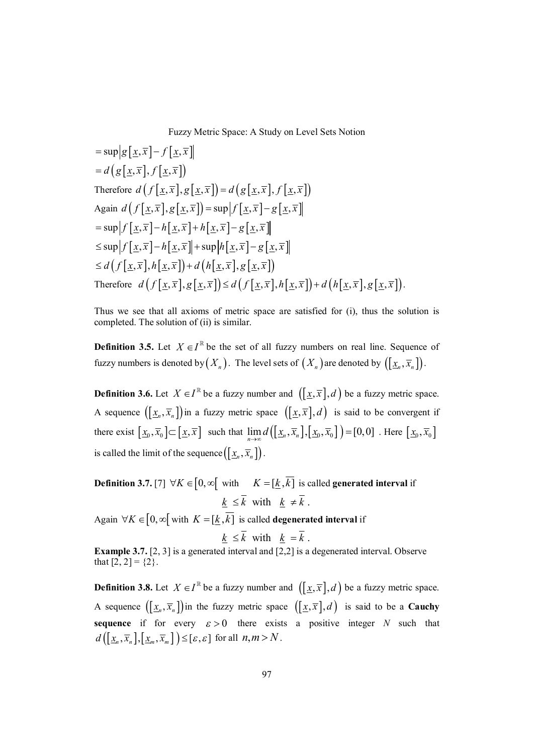$= \sup \left| g\left[\underline{x}, \overline{x}\right] - f\left[\underline{x}, \overline{x}\right] \right|$

$= d\left( g\left[\underline{x}, \overline{x}\right], f\left[\underline{x}, \overline{x}\right] \right)$

Therefore $d\left( f\left[\underline{x}, \overline{x}\right], g\left[\underline{x}, \overline{x}\right] \right) = d\left( g\left[\underline{x}, \overline{x}\right], f\left[\underline{x}, \overline{x}\right] \right)$

Again $d\left( f\left[\underline{x}, \overline{x}\right], g\left[\underline{x}, \overline{x}\right] \right) = \sup \left| f\left[\underline{x}, \overline{x}\right] - g\left[\underline{x}, \overline{x}\right] \right|$

$= \sup \left| f\left[\underline{x}, \overline{x}\right] - h\left[\underline{x}, \overline{x}\right] + h\left[\underline{x}, \overline{x}\right] - g\left[\underline{x}, \overline{x}\right] \right|$

$\leq \sup \left| f\left[\underline{x}, \overline{x}\right] - h\left[\underline{x}, \overline{x}\right] \right| + \sup \left| h\left[\underline{x}, \overline{x}\right] - g\left[\underline{x}, \overline{x}\right] \right|$

$\leq d\left( f\left[\underline{x}, \overline{x}\right], h\left[\underline{x}, \overline{x}\right] \right) + d\left( h\left[\underline{x}, \overline{x}\right], g\left[\underline{x}, \overline{x}\right] \right)$

Therefore $d\left( f\left[\underline{x}, \overline{x}\right], g\left[\underline{x}, \overline{x}\right] \right) \leq d\left( f\left[\underline{x}, \overline{x}\right], h\left[\underline{x}, \overline{x}\right] \right) + d\left( h\left[\underline{x}, \overline{x}\right], g\left[\underline{x}, \overline{x}\right] \right)$.

Thus we see that all axioms of metric space are satisfied for (i), thus the solution is completed. The solution of (ii) is similar.

**Definition 3.5.** Let $X \in I^{\mathbb{R}}$ be the set of all fuzzy numbers on real line. Sequence of fuzzy numbers is denoted by $(X_n)$. The level sets of $(X_n)$ are denoted by $\left(\left[\underline{x}_n, \overline{x}_n\right]\right)$.

**Definition 3.6.** Let $X \in I^{\mathbb{R}}$ be a fuzzy number and $\left(\left[\underline{x}, \overline{x}\right], d\right)$ be a fuzzy metric space. A sequence $\left(\left[\underline{x}_n, \overline{x}_n\right]\right)$ in a fuzzy metric space $\left(\left[\underline{x}, \overline{x}\right], d\right)$ is said to be convergent if there exist $\left[\underline{x}_0, \overline{x}_0\right] \subset \left[\underline{x}, \overline{x}\right]$ such that $\lim\limits_{n \to \infty} d\left(\left[\underline{x}_n, \overline{x}_n\right], \left[\underline{x}_0, \overline{x}_0\right]\right) = [0, 0]$. Here $\left[\underline{x}_0, \overline{x}_0\right]$ is called the limit of the sequence $\left(\left[\underline{x}_n, \overline{x}_n\right]\right)$.

**Definition 3.7.** [7] $\forall K \in \left[0, \infty\right[$ with $K = [\underline{k}, \overline{k}]$ is called **generated interval** if

$$\underline{k} \leq \overline{k} \text{ with } \underline{k} \neq \overline{k}.$$

Again $\forall K \in \left[0, \infty\right[$ with $K = [\underline{k}, \overline{k}]$ is called **degenerated interval** if

$$\underline{k} \leq \overline{k} \text{ with } \underline{k} = \overline{k}.$$

**Example 3.7.** [2, 3] is a generated interval and [2,2] is a degenerated interval. Observe that [2, 2] = {2}.

**Definition 3.8.** Let $X \in I^{\mathbb{R}}$ be a fuzzy number and $\left(\left[\underline{x}, \overline{x}\right], d\right)$ be a fuzzy metric space. A sequence $\left(\left[\underline{x}_n, \overline{x}_n\right]\right)$ in the fuzzy metric space $\left(\left[\underline{x}, \overline{x}\right], d\right)$ is said to be a **Cauchy sequence** if for every $\varepsilon > 0$ there exists a positive integer $N$ such that $d\left(\left[\underline{x}_n, \overline{x}_n\right], \left[\underline{x}_m, \overline{x}_m\right]\right) \leq [\varepsilon, \varepsilon]$ for all $n, m > N$.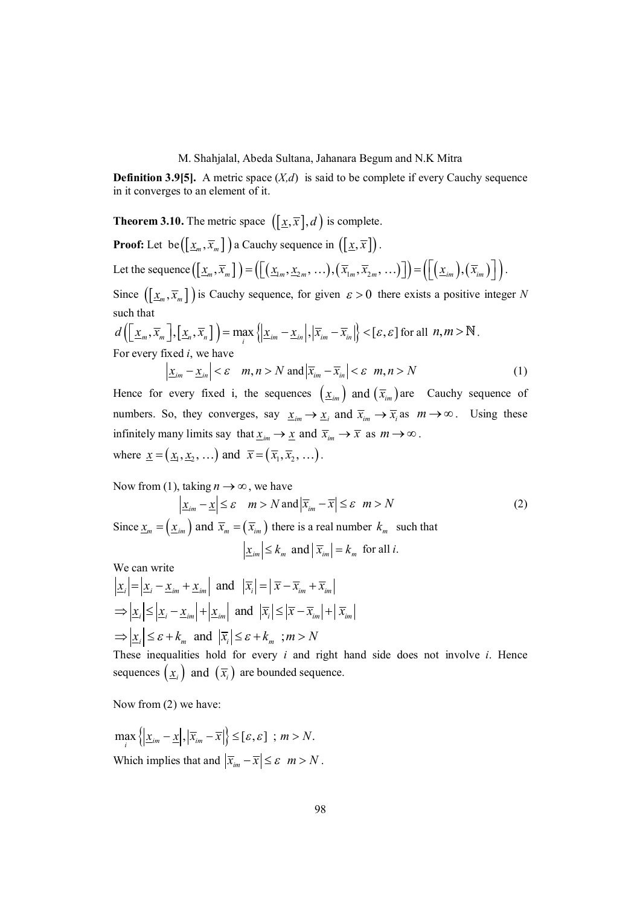**Definition 3.9[5].** A metric space $(X,d)$ is said to be complete if every Cauchy sequence in it converges to an element of it.

**Theorem 3.10.** The metric space $\left(\left[\underline{x},\overline{x}\right],d\right)$ is complete.

**Proof:** Let be $\left(\left[\underline{x}_m,\overline{x}_m\right]\right)$ a Cauchy sequence in $\left(\left[\underline{x},\overline{x}\right]\right)$.

Let the sequence $\left(\left[\underline{x}_m,\overline{x}_m\right]\right)=\left(\left[\left(\underline{x}_{1m},\underline{x}_{2m},\ldots\right),\left(\overline{x}_{1m},\overline{x}_{2m},\ldots\right)\right]\right)=\left(\left[\left(\underline{x}_{im}\right),\left(\overline{x}_{im}\right)\right]\right)$.

Since $\left(\left[\underline{x}_m,\overline{x}_m\right]\right)$ is Cauchy sequence, for given $\varepsilon>0$ there exists a positive integer $N$ such that

$d\left(\left[\underline{x}_m,\overline{x}_m\right],\left[\underline{x}_n,\overline{x}_n\right]\right)=\max\limits_i\left\{\left|\underline{x}_{im}-\underline{x}_{in}\right|,\left|\overline{x}_{im}-\overline{x}_{in}\right|\right\}<[\varepsilon,\varepsilon]$ for all $n,m>\mathbb{N}$.

For every fixed $i$, we have

$$\left|\underline{x}_{im}-\underline{x}_{in}\right|<\varepsilon \quad m,n>N \text{ and } \left|\overline{x}_{im}-\overline{x}_{in}\right|<\varepsilon \quad m,n>N \tag{1}$$

Hence for every fixed i, the sequences $\left(\underline{x}_{im}\right)$ and $\left(\overline{x}_{im}\right)$ are Cauchy sequence of numbers. So, they converges, say $\underline{x}_{im}\to\underline{x}_i$ and $\overline{x}_{im}\to\overline{x}_i$ as $m\to\infty$. Using these infinitely many limits say that $\underline{x}_{im}\to\underline{x}$ and $\overline{x}_{im}\to\overline{x}$ as $m\to\infty$.

where $\underline{x}=\left(\underline{x}_1,\underline{x}_2,\ldots\right)$ and $\overline{x}=\left(\overline{x}_1,\overline{x}_2,\ldots\right)$.

Now from (1), taking $n\to\infty$, we have

$$\left|\underline{x}_{im}-\underline{x}\right|\le\varepsilon \quad m>N \text{ and } \left|\overline{x}_{im}-\overline{x}\right|\le\varepsilon \quad m>N \tag{2}$$

Since $\underline{x}_m=\left(\underline{x}_{im}\right)$ and $\overline{x}_m=\left(\overline{x}_{im}\right)$ there is a real number $k_m$ such that

$$\left|\underline{x}_{im}\right|\le k_m \text{ and } \left|\overline{x}_{im}\right|=k_m \text{ for all } i.$$

We can write

$\left|\underline{x}_i\right|=\left|\underline{x}_i-\underline{x}_{im}+\underline{x}_{im}\right|$ and $\left|\overline{x}_i\right|=\left|\overline{x}-\overline{x}_{im}+\overline{x}_{im}\right|$

$\Rightarrow\left|\underline{x}_i\right|\le\left|\underline{x}_i-\underline{x}_{im}\right|+\left|\underline{x}_{im}\right|$ and $\left|\overline{x}_i\right|\le\left|\overline{x}-\overline{x}_{im}\right|+\left|\overline{x}_{im}\right|$

$\Rightarrow\left|\underline{x}_i\right|\le\varepsilon+k_m$ and $\left|\overline{x}_i\right|\le\varepsilon+k_m \quad ;m>N$

These inequalities hold for every $i$ and right hand side does not involve $i$. Hence sequences $\left(\underline{x}_i\right)$ and $\left(\overline{x}_i\right)$ are bounded sequence.

Now from (2) we have:

$\max\limits_i\left\{\left|\underline{x}_{im}-\underline{x}\right|,\left|\overline{x}_{im}-\overline{x}\right|\right\}\le[\varepsilon,\varepsilon] \;;\; m>N.$

Which implies that and $\left|\overline{x}_{im}-\overline{x}\right|\le\varepsilon \quad m>N$.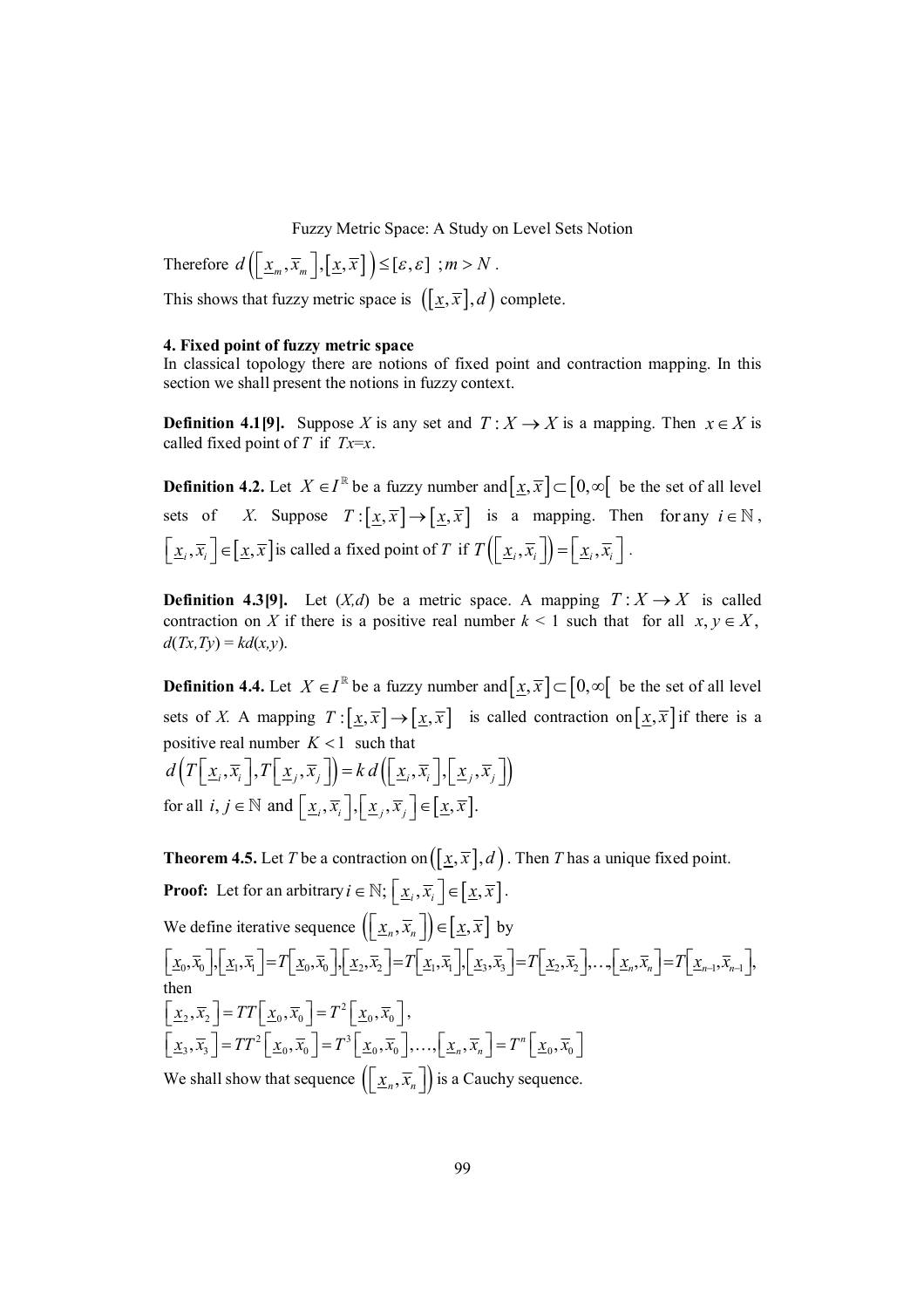Therefore $d\left(\left[\underline{x}_m, \overline{x}_m\right], \left[\underline{x}, \overline{x}\right]\right) \leq [\varepsilon, \varepsilon]$ ; $m > N$ .

This shows that fuzzy metric space is $\left(\left[\underline{x}, \overline{x}\right], d\right)$ complete.

## 4. Fixed point of fuzzy metric space

In classical topology there are notions of fixed point and contraction mapping. In this section we shall present the notions in fuzzy context.

**Definition 4.1[9].** Suppose $X$ is any set and $T: X \to X$ is a mapping. Then $x \in X$ is called fixed point of $T$ if $Tx=x$.

**Definition 4.2.** Let $X \in I^{\mathbb{R}}$ be a fuzzy number and $\left[\underline{x}, \overline{x}\right] \subset \left[0, \infty\right[$ be the set of all level sets of $X$. Suppose $T: \left[\underline{x}, \overline{x}\right] \to \left[\underline{x}, \overline{x}\right]$ is a mapping. Then for any $i \in \mathbb{N}$, $\left[\underline{x}_i, \overline{x}_i\right] \in \left[\underline{x}, \overline{x}\right]$ is called a fixed point of $T$ if $T\left(\left[\underline{x}_i, \overline{x}_i\right]\right) = \left[\underline{x}_i, \overline{x}_i\right]$ .

**Definition 4.3[9].** Let $(X,d)$ be a metric space. A mapping $T: X \to X$ is called contraction on $X$ if there is a positive real number $k < 1$ such that for all $x, y \in X$, $d(Tx,Ty) = kd(x,y)$.

**Definition 4.4.** Let $X \in I^{\mathbb{R}}$ be a fuzzy number and $\left[\underline{x}, \overline{x}\right] \subset \left[0, \infty\right[$ be the set of all level sets of $X$. A mapping $T: \left[\underline{x}, \overline{x}\right] \to \left[\underline{x}, \overline{x}\right]$ is called contraction on $\left[\underline{x}, \overline{x}\right]$ if there is a positive real number $K < 1$ such that

$$d\left(T\left[\underline{x}_i, \overline{x}_i\right], T\left[\underline{x}_j, \overline{x}_j\right]\right) = k\, d\left(\left[\underline{x}_i, \overline{x}_i\right], \left[\underline{x}_j, \overline{x}_j\right]\right)$$

for all $i, j \in \mathbb{N}$ and $\left[\underline{x}_i, \overline{x}_i\right], \left[\underline{x}_j, \overline{x}_j\right] \in \left[\underline{x}, \overline{x}\right]$.

**Theorem 4.5.** Let $T$ be a contraction on $\left(\left[\underline{x}, \overline{x}\right], d\right)$ . Then $T$ has a unique fixed point.

**Proof:** Let for an arbitrary $i \in \mathbb{N}$; $\left[\underline{x}_i, \overline{x}_i\right] \in \left[\underline{x}, \overline{x}\right]$.

We define iterative sequence $\left(\left[\underline{x}_n, \overline{x}_n\right]\right) \in \left[\underline{x}, \overline{x}\right]$ by

$$\left[\underline{x}_0, \overline{x}_0\right], \left[\underline{x}_1, \overline{x}_1\right] = T\left[\underline{x}_0, \overline{x}_0\right], \left[\underline{x}_2, \overline{x}_2\right] = T\left[\underline{x}_1, \overline{x}_1\right], \left[\underline{x}_3, \overline{x}_3\right] = T\left[\underline{x}_2, \overline{x}_2\right], \ldots, \left[\underline{x}_n, \overline{x}_n\right] = T\left[\underline{x}_{n-1}, \overline{x}_{n-1}\right],$$

then

$$\left[\underline{x}_2, \overline{x}_2\right] = TT\left[\underline{x}_0, \overline{x}_0\right] = T^2\left[\underline{x}_0, \overline{x}_0\right],$$

$$\left[\underline{x}_3, \overline{x}_3\right] = TT^2\left[\underline{x}_0, \overline{x}_0\right] = T^3\left[\underline{x}_0, \overline{x}_0\right], \ldots, \left[\underline{x}_n, \overline{x}_n\right] = T^n\left[\underline{x}_0, \overline{x}_0\right]$$

We shall show that sequence $\left(\left[\underline{x}_n, \overline{x}_n\right]\right)$ is a Cauchy sequence.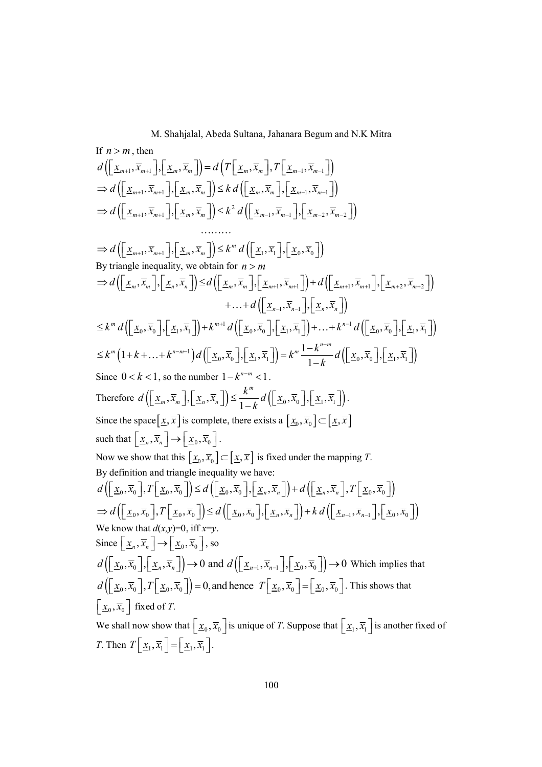If $n > m$, then

$$d\left(\left[\underline{x}_{m+1}, \overline{x}_{m+1}\right], \left[\underline{x}_m, \overline{x}_m\right]\right) = d\left(T\left[\underline{x}_m, \overline{x}_m\right], T\left[\underline{x}_{m-1}, \overline{x}_{m-1}\right]\right)$$

$$\Rightarrow d\left(\left[\underline{x}_{m+1}, \overline{x}_{m+1}\right], \left[\underline{x}_m, \overline{x}_m\right]\right) \le k\, d\left(\left[\underline{x}_m, \overline{x}_m\right], \left[\underline{x}_{m-1}, \overline{x}_{m-1}\right]\right)$$

$$\Rightarrow d\left(\left[\underline{x}_{m+1}, \overline{x}_{m+1}\right], \left[\underline{x}_m, \overline{x}_m\right]\right) \le k^2\, d\left(\left[\underline{x}_{m-1}, \overline{x}_{m-1}\right], \left[\underline{x}_{m-2}, \overline{x}_{m-2}\right]\right)$$

$$\cdots\cdots\cdots$$

$$\Rightarrow d\left(\left[\underline{x}_{m+1}, \overline{x}_{m+1}\right], \left[\underline{x}_m, \overline{x}_m\right]\right) \le k^m\, d\left(\left[\underline{x}_1, \overline{x}_1\right], \left[\underline{x}_0, \overline{x}_0\right]\right)$$

By triangle inequality, we obtain for $n > m$

$$\Rightarrow d\left(\left[\underline{x}_m, \overline{x}_m\right], \left[\underline{x}_n, \overline{x}_n\right]\right) \le d\left(\left[\underline{x}_m, \overline{x}_m\right], \left[\underline{x}_{m+1}, \overline{x}_{m+1}\right]\right) + d\left(\left[\underline{x}_{m+1}, \overline{x}_{m+1}\right], \left[\underline{x}_{m+2}, \overline{x}_{m+2}\right]\right)$$
$$+ \ldots + d\left(\left[\underline{x}_{n-1}, \overline{x}_{n-1}\right], \left[\underline{x}_n, \overline{x}_n\right]\right)$$

$$\le k^m\, d\left(\left[\underline{x}_0, \overline{x}_0\right], \left[\underline{x}_1, \overline{x}_1\right]\right) + k^{m+1}\, d\left(\left[\underline{x}_0, \overline{x}_0\right], \left[\underline{x}_1, \overline{x}_1\right]\right) + \ldots + k^{n-1}\, d\left(\left[\underline{x}_0, \overline{x}_0\right], \left[\underline{x}_1, \overline{x}_1\right]\right)$$

$$\le k^m\left(1 + k + \ldots + k^{n-m-1}\right) d\left(\left[\underline{x}_0, \overline{x}_0\right], \left[\underline{x}_1, \overline{x}_1\right]\right) = k^m \frac{1-k^{n-m}}{1-k}\, d\left(\left[\underline{x}_0, \overline{x}_0\right], \left[\underline{x}_1, \overline{x}_1\right]\right)$$

Since $0 < k < 1$, so the number $1 - k^{n-m} < 1$.

Therefore $d\left(\left[\underline{x}_m, \overline{x}_m\right], \left[\underline{x}_n, \overline{x}_n\right]\right) \le \dfrac{k^m}{1-k}\, d\left(\left[\underline{x}_0, \overline{x}_0\right], \left[\underline{x}_1, \overline{x}_1\right]\right)$.

Since the space $\left[\underline{x}, \overline{x}\right]$ is complete, there exists a $\left[\underline{x}_0, \overline{x}_0\right] \subset \left[\underline{x}, \overline{x}\right]$ such that $\left[\underline{x}_n, \overline{x}_n\right] \to \left[\underline{x}_0, \overline{x}_0\right]$.

Now we show that this $\left[\underline{x}_0, \overline{x}_0\right] \subset \left[\underline{x}, \overline{x}\right]$ is fixed under the mapping *T*.

By definition and triangle inequality we have:

$$d\left(\left[\underline{x}_0, \overline{x}_0\right], T\left[\underline{x}_0, \overline{x}_0\right]\right) \le d\left(\left[\underline{x}_0, \overline{x}_0\right], \left[\underline{x}_n, \overline{x}_n\right]\right) + d\left(\left[\underline{x}_n, \overline{x}_n\right], T\left[\underline{x}_0, \overline{x}_0\right]\right)$$

$$\Rightarrow d\left(\left[\underline{x}_0, \overline{x}_0\right], T\left[\underline{x}_0, \overline{x}_0\right]\right) \le d\left(\left[\underline{x}_0, \overline{x}_0\right], \left[\underline{x}_n, \overline{x}_n\right]\right) + k\, d\left(\left[\underline{x}_{n-1}, \overline{x}_{n-1}\right], \left[\underline{x}_0, \overline{x}_0\right]\right)$$

We know that $d(x,y)=0$, iff $x=y$.

Since $\left[\underline{x}_n, \overline{x}_n\right] \to \left[\underline{x}_0, \overline{x}_0\right]$, so

$d\left(\left[\underline{x}_0, \overline{x}_0\right], \left[\underline{x}_n, \overline{x}_n\right]\right) \to 0$ and $d\left(\left[\underline{x}_{n-1}, \overline{x}_{n-1}\right], \left[\underline{x}_0, \overline{x}_0\right]\right) \to 0$ Which implies that $d\left(\left[\underline{x}_0, \overline{x}_0\right], T\left[\underline{x}_0, \overline{x}_0\right]\right) = 0$, and hence $T\left[\underline{x}_0, \overline{x}_0\right] = \left[\underline{x}_0, \overline{x}_0\right]$. This shows that $\left[\underline{x}_0, \overline{x}_0\right]$ fixed of *T*.

We shall now show that $\left[\underline{x}_0, \overline{x}_0\right]$ is unique of *T*. Suppose that $\left[\underline{x}_1, \overline{x}_1\right]$ is another fixed of *T*. Then $T\left[\underline{x}_1, \overline{x}_1\right] = \left[\underline{x}_1, \overline{x}_1\right]$.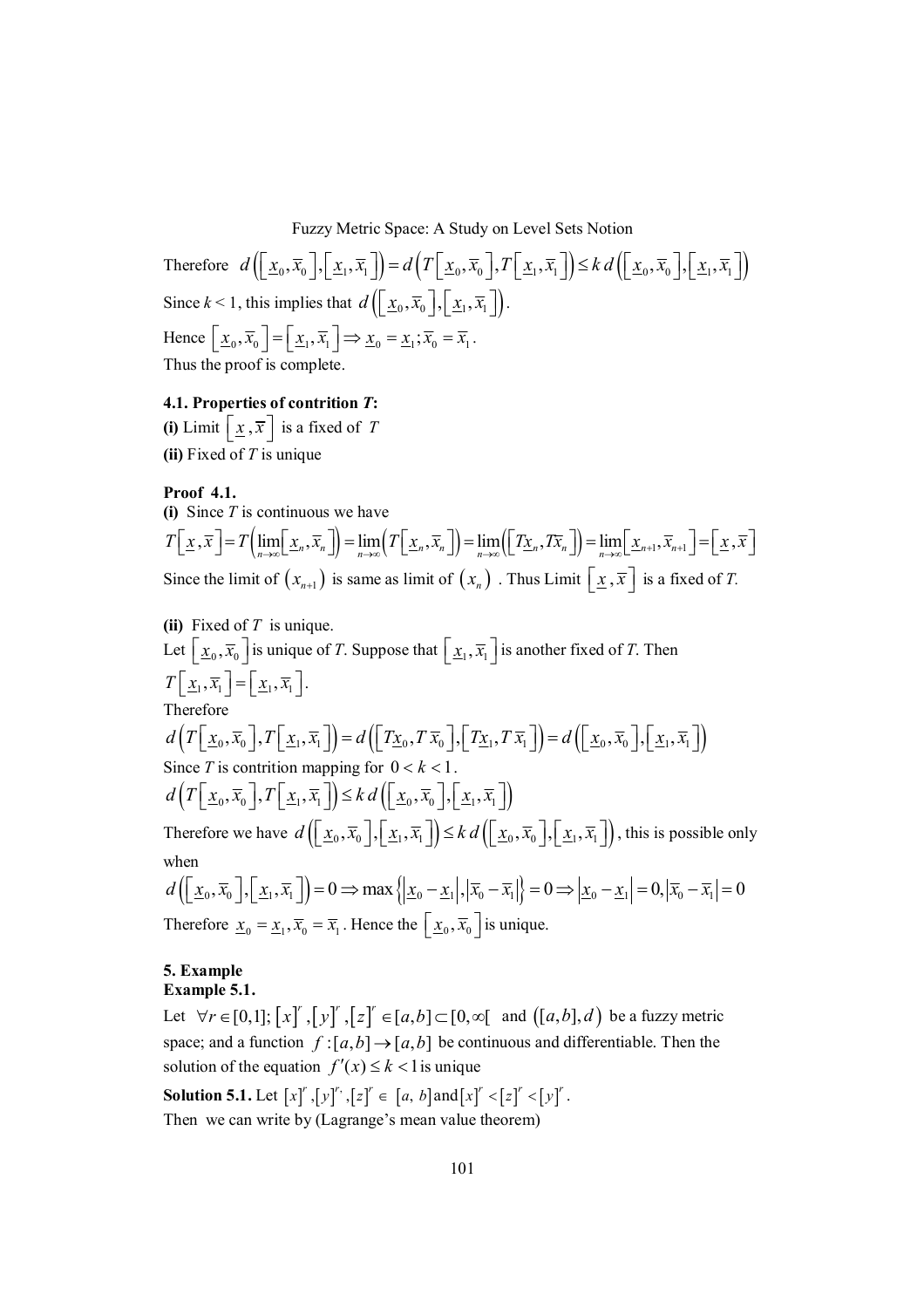Therefore $d\left(\left[\underline{x}_0,\overline{x}_0\right],\left[\underline{x}_1,\overline{x}_1\right]\right)=d\left(T\left[\underline{x}_0,\overline{x}_0\right],T\left[\underline{x}_1,\overline{x}_1\right]\right)\le k\,d\left(\left[\underline{x}_0,\overline{x}_0\right],\left[\underline{x}_1,\overline{x}_1\right]\right)$

Since $k < 1$, this implies that $d\left(\left[\underline{x}_0,\overline{x}_0\right],\left[\underline{x}_1,\overline{x}_1\right]\right)$.

Hence $\left[\underline{x}_0,\overline{x}_0\right]=\left[\underline{x}_1,\overline{x}_1\right]\Rightarrow \underline{x}_0=\underline{x}_1;\overline{x}_0=\overline{x}_1$.

Thus the proof is complete.

**4.1. Properties of contrition *T*:**

**(i)** Limit $\left[\underline{x},\overline{x}\right]$ is a fixed of $T$

**(ii)** Fixed of $T$ is unique

**Proof 4.1.**

**(i)** Since $T$ is continuous we have

$$T\left[\underline{x},\overline{x}\right]=T\left(\lim_{n\to\infty}\left[\underline{x}_n,\overline{x}_n\right]\right)=\lim_{n\to\infty}\left(T\left[\underline{x}_n,\overline{x}_n\right]\right)=\lim_{n\to\infty}\left(\left[T\underline{x}_n,T\overline{x}_n\right]\right)=\lim_{n\to\infty}\left[\underline{x}_{n+1},\overline{x}_{n+1}\right]=\left[\underline{x},\overline{x}\right]$$

Since the limit of $(x_{n+1})$ is same as limit of $(x_n)$. Thus Limit $\left[\underline{x},\overline{x}\right]$ is a fixed of *T*.

**(ii)** Fixed of $T$ is unique.

Let $\left[\underline{x}_0,\overline{x}_0\right]$ is unique of *T*. Suppose that $\left[\underline{x}_1,\overline{x}_1\right]$ is another fixed of *T*. Then

$T\left[\underline{x}_1,\overline{x}_1\right]=\left[\underline{x}_1,\overline{x}_1\right]$.

Therefore

$$d\left(T\left[\underline{x}_0,\overline{x}_0\right],T\left[\underline{x}_1,\overline{x}_1\right]\right)=d\left(\left[T\underline{x}_0,T\,\overline{x}_0\right],\left[T\underline{x}_1,T\,\overline{x}_1\right]\right)=d\left(\left[\underline{x}_0,\overline{x}_0\right],\left[\underline{x}_1,\overline{x}_1\right]\right)$$

Since $T$ is contrition mapping for $0<k<1$.

$$d\left(T\left[\underline{x}_0,\overline{x}_0\right],T\left[\underline{x}_1,\overline{x}_1\right]\right)\le k\,d\left(\left[\underline{x}_0,\overline{x}_0\right],\left[\underline{x}_1,\overline{x}_1\right]\right)$$

Therefore we have $d\left(\left[\underline{x}_0,\overline{x}_0\right],\left[\underline{x}_1,\overline{x}_1\right]\right)\le k\,d\left(\left[\underline{x}_0,\overline{x}_0\right],\left[\underline{x}_1,\overline{x}_1\right]\right)$, this is possible only when

$$d\left(\left[\underline{x}_0,\overline{x}_0\right],\left[\underline{x}_1,\overline{x}_1\right]\right)=0\Rightarrow \max\left\{\left|\underline{x}_0-\underline{x}_1\right|,\left|\overline{x}_0-\overline{x}_1\right|\right\}=0\Rightarrow\left|\underline{x}_0-\underline{x}_1\right|=0,\left|\overline{x}_0-\overline{x}_1\right|=0$$

Therefore $\underline{x}_0=\underline{x}_1,\overline{x}_0=\overline{x}_1$. Hence the $\left[\underline{x}_0,\overline{x}_0\right]$ is unique.

## 5. Example

**Example 5.1.**

Let $\forall r\in[0,1];\ [x]^r,[y]^r,[z]^r\in[a,b]\subset[0,\infty[$ and $([a,b],d)$ be a fuzzy metric space; and a function $f:[a,b]\to[a,b]$ be continuous and differentiable. Then the solution of the equation $f'(x)\le k<1$ is unique

**Solution 5.1.** Let $[x]^r,[y]^r,[z]^r\in[a,\ b]$ and $[x]^r<[z]^r<[y]^r$.

Then we can write by (Lagrange's mean value theorem)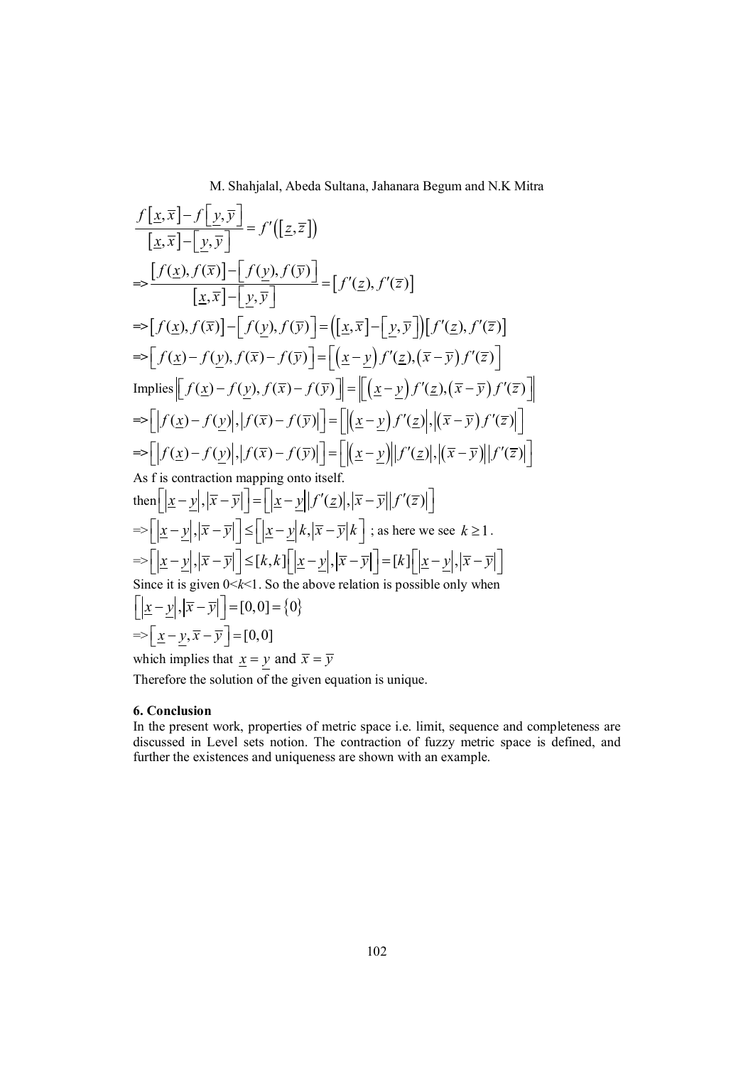$$\frac{f\left[\underline{x},\overline{x}\right]-f\left[\underline{y},\overline{y}\right]}{\left[\underline{x},\overline{x}\right]-\left[\underline{y},\overline{y}\right]}=f'\left(\left[\underline{z},\overline{z}\right]\right)$$

$$\Rightarrow \frac{\left[f(\underline{x}),f(\overline{x})\right]-\left[f(\underline{y}),f(\overline{y})\right]}{\left[\underline{x},\overline{x}\right]-\left[\underline{y},\overline{y}\right]}=\left[f'(\underline{z}),f'(\overline{z})\right]$$

$$\Rightarrow \left[f(\underline{x}),f(\overline{x})\right]-\left[f(\underline{y}),f(\overline{y})\right]=\left(\left[\underline{x},\overline{x}\right]-\left[\underline{y},\overline{y}\right]\right)\left[f'(\underline{z}),f'(\overline{z})\right]$$

$$\Rightarrow \left[f(\underline{x})-f(\underline{y}),f(\overline{x})-f(\overline{y})\right]=\left[\left(\underline{x}-\underline{y}\right)f'(\underline{z}),\left(\overline{x}-\overline{y}\right)f'(\overline{z})\right]$$

$$\text{Implies}\left\|\left[f(\underline{x})-f(\underline{y}),f(\overline{x})-f(\overline{y})\right]\right\|=\left\|\left[\left(\underline{x}-\underline{y}\right)f'(\underline{z}),\left(\overline{x}-\overline{y}\right)f'(\overline{z})\right]\right\|$$

$$\Rightarrow \left[\left|f(\underline{x})-f(\underline{y})\right|,\left|f(\overline{x})-f(\overline{y})\right|\right]=\left[\left|\left(\underline{x}-\underline{y}\right)f'(\underline{z})\right|,\left|\left(\overline{x}-\overline{y}\right)f'(\overline{z})\right|\right]$$

$$\Rightarrow \left[\left|f(\underline{x})-f(\underline{y})\right|,\left|f(\overline{x})-f(\overline{y})\right|\right]=\left[\left|\left(\underline{x}-\underline{y}\right)\right|\left|f'(\underline{z})\right|,\left|\left(\overline{x}-\overline{y}\right)\right|\left|f'(\overline{z})\right|\right]$$

As f is contraction mapping onto itself.

$$\text{then}\left[\left|\underline{x}-\underline{y}\right|,\left|\overline{x}-\overline{y}\right|\right]=\left[\left|\underline{x}-\underline{y}\right|\left|f'(\underline{z})\right|,\left|\overline{x}-\overline{y}\right|\left|f'(\overline{z})\right|\right]$$

$$\Rightarrow \left[\left|\underline{x}-\underline{y}\right|,\left|\overline{x}-\overline{y}\right|\right]\leq\left[\left|\underline{x}-\underline{y}\right|k,\left|\overline{x}-\overline{y}\right|k\right] \text{ ; as here we see } k\geq 1.$$

$$\Rightarrow \left[\left|\underline{x}-\underline{y}\right|,\left|\overline{x}-\overline{y}\right|\right]\leq[k,k]\left[\left|\underline{x}-\underline{y}\right|,\left|\overline{x}-\overline{y}\right|\right]=[k]\left[\left|\underline{x}-\underline{y}\right|,\left|\overline{x}-\overline{y}\right|\right]$$

Since it is given $0<k<1$. So the above relation is possible only when

$$\left[\left|\underline{x}-\underline{y}\right|,\left|\overline{x}-\overline{y}\right|\right]=[0,0]=\{0\}$$

$$\Rightarrow \left[\underline{x}-\underline{y},\overline{x}-\overline{y}\right]=[0,0]$$

which implies that $\underline{x}=\underline{y}$ and $\overline{x}=\overline{y}$

Therefore the solution of the given equation is unique.

## 6. Conclusion

In the present work, properties of metric space i.e. limit, sequence and completeness are discussed in Level sets notion. The contraction of fuzzy metric space is defined, and further the existences and uniqueness are shown with an example.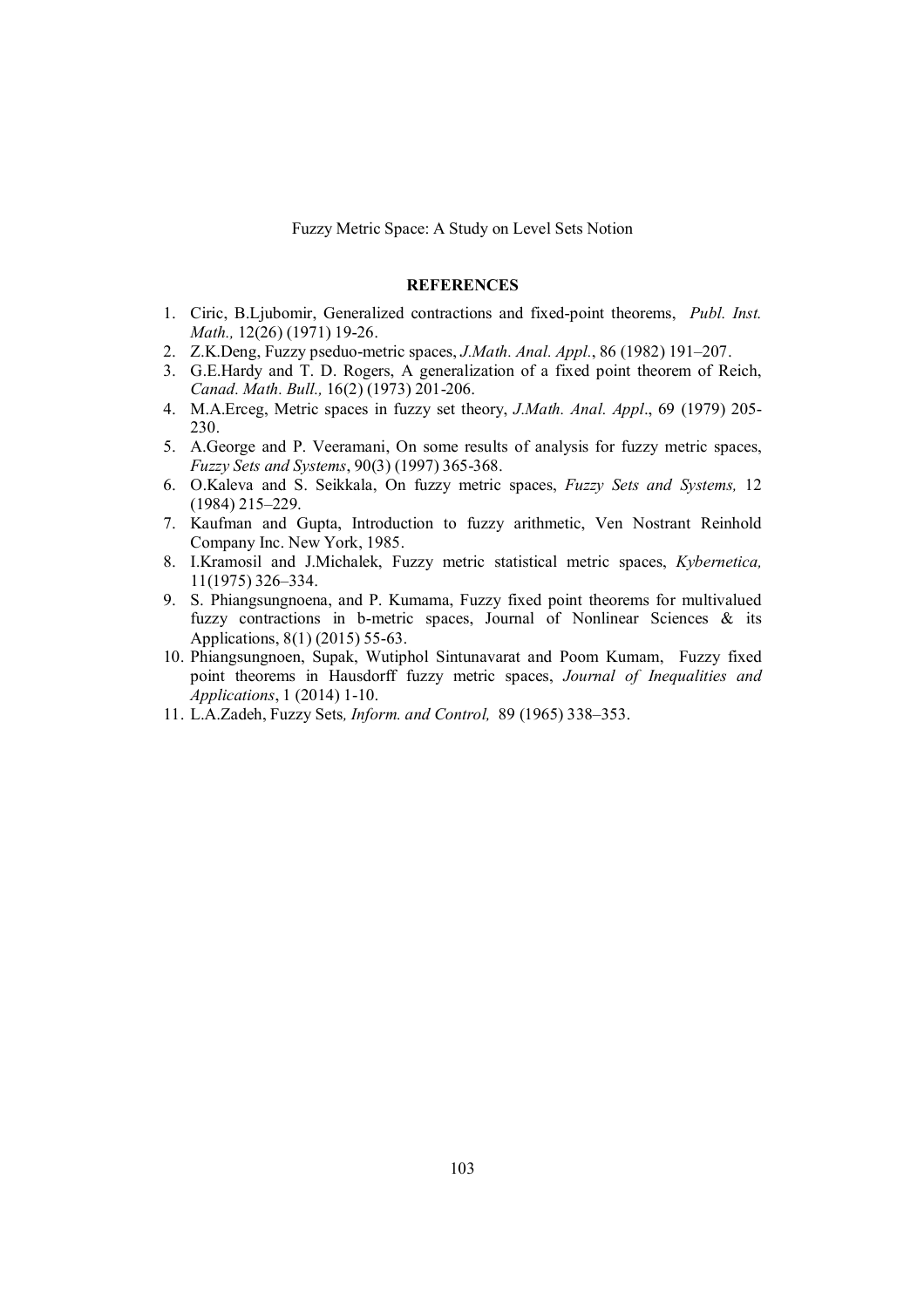## REFERENCES

1. Ciric, B.Ljubomir, Generalized contractions and fixed-point theorems, *Publ. Inst. Math.,* 12(26) (1971) 19-26.
2. Z.K.Deng, Fuzzy pseduo-metric spaces, *J.Math. Anal. Appl.*, 86 (1982) 191–207.
3. G.E.Hardy and T. D. Rogers, A generalization of a fixed point theorem of Reich, *Canad. Math. Bull.,* 16(2) (1973) 201-206.
4. M.A.Erceg, Metric spaces in fuzzy set theory, *J.Math. Anal. Appl*., 69 (1979) 205-230.
5. A.George and P. Veeramani, On some results of analysis for fuzzy metric spaces, *Fuzzy Sets and Systems*, 90(3) (1997) 365-368.
6. O.Kaleva and S. Seikkala, On fuzzy metric spaces, *Fuzzy Sets and Systems,* 12 (1984) 215–229.
7. Kaufman and Gupta, Introduction to fuzzy arithmetic, Ven Nostrant Reinhold Company Inc. New York, 1985.
8. I.Kramosil and J.Michalek, Fuzzy metric statistical metric spaces, *Kybernetica,* 11(1975) 326–334.
9. S. Phiangsungnoena, and P. Kumama, Fuzzy fixed point theorems for multivalued fuzzy contractions in b-metric spaces, Journal of Nonlinear Sciences & its Applications, 8(1) (2015) 55-63.
10. Phiangsungnoen, Supak, Wutiphol Sintunavarat and Poom Kumam, Fuzzy fixed point theorems in Hausdorff fuzzy metric spaces, *Journal of Inequalities and Applications*, 1 (2014) 1-10.
11. L.A.Zadeh, Fuzzy Sets*, Inform. and Control,* 89 (1965) 338–353.